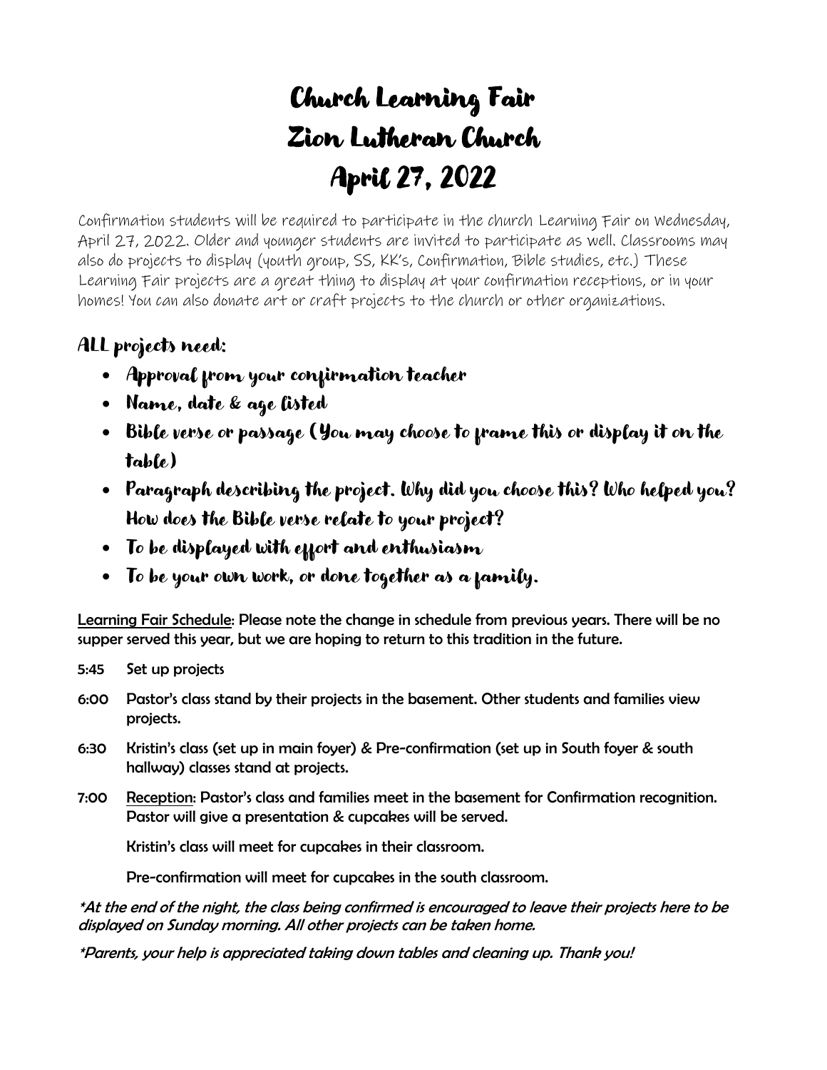# Church Learning Fair
# Zion Lutheran Church
# April 27, 2022

Confirmation students will be required to participate in the church Learning Fair on Wednesday, April 27, 2022. Older and younger students are invited to participate as well. Classrooms may also do projects to display (youth group, SS, KK's, Confirmation, Bible studies, etc.) These Learning Fair projects are a great thing to display at your confirmation receptions, or in your homes! You can also donate art or craft projects to the church or other organizations.

## ALL projects need:

- Approval from your confirmation teacher
- Name, date & age listed
- Bible verse or passage (You may choose to frame this or display it on the table)
- Paragraph describing the project. Why did you choose this? Who helped you? How does the Bible verse relate to your project?
- To be displayed with effort and enthusiasm
- To be your own work, or done together as a family.

**Learning Fair Schedule: Please note the change in schedule from previous years. There will be no supper served this year, but we are hoping to return to this tradition in the future.**

**5:45** Set up projects

**6:00** Pastor's class stand by their projects in the basement. Other students and families view projects.

**6:30** Kristin's class (set up in main foyer) & Pre-confirmation (set up in South foyer & south hallway) classes stand at projects.

**7:00** Reception: Pastor's class and families meet in the basement for Confirmation recognition. Pastor will give a presentation & cupcakes will be served.

Kristin's class will meet for cupcakes in their classroom.

Pre-confirmation will meet for cupcakes in the south classroom.

*\*At the end of the night, the class being confirmed is encouraged to leave their projects here to be displayed on Sunday morning. All other projects can be taken home.*

*\*Parents, your help is appreciated taking down tables and cleaning up. Thank you!*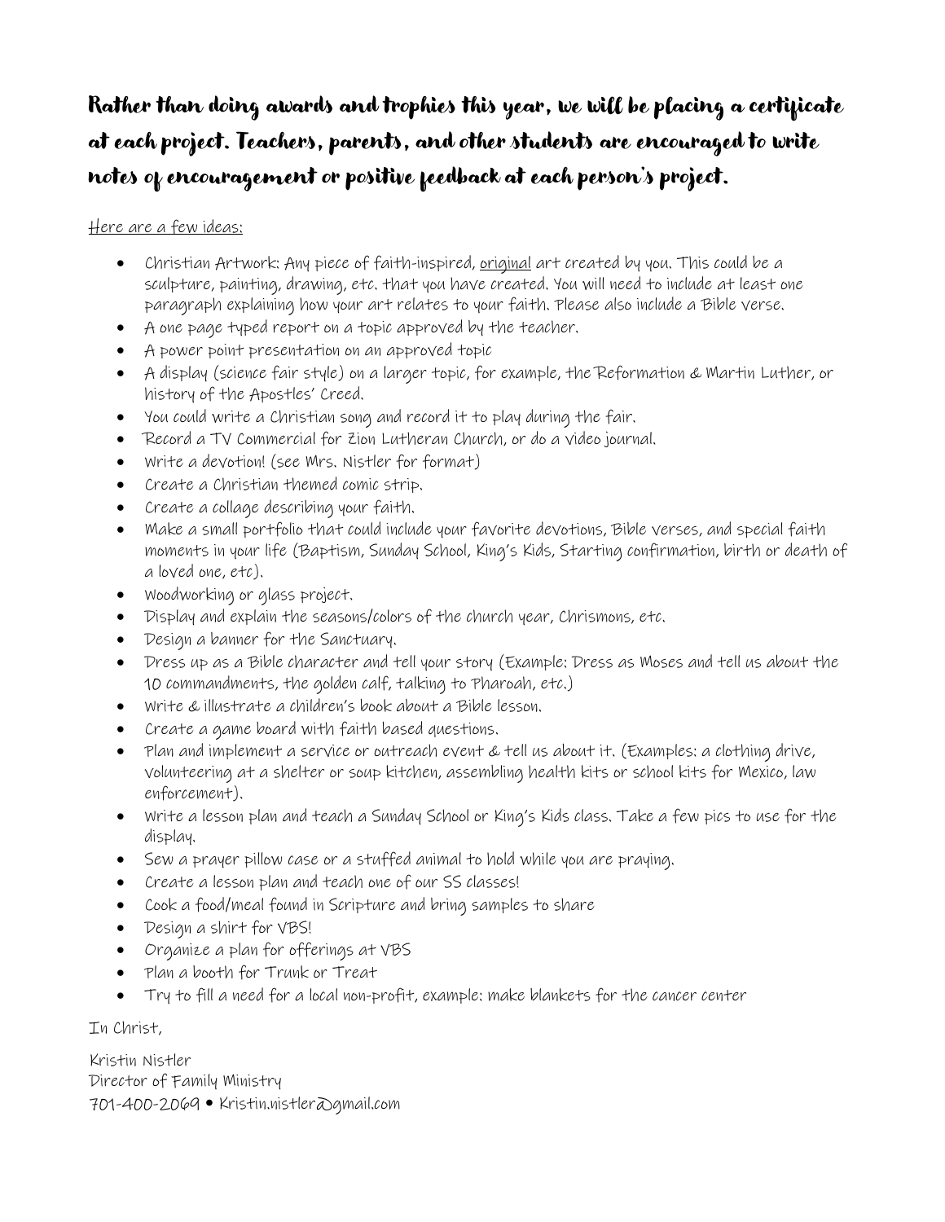**Rather than doing awards and trophies this year, we will be placing a certificate at each project. Teachers, parents, and other students are encouraged to write notes of encouragement or positive feedback at each person's project.**

Here are a few ideas:

- Christian Artwork: Any piece of faith-inspired, original art created by you. This could be a sculpture, painting, drawing, etc. that you have created. You will need to include at least one paragraph explaining how your art relates to your faith. Please also include a Bible verse.
- A one page typed report on a topic approved by the teacher.
- A power point presentation on an approved topic
- A display (science fair style) on a larger topic, for example, the Reformation & Martin Luther, or history of the Apostles' Creed.
- You could write a Christian song and record it to play during the fair.
- Record a TV Commercial for Zion Lutheran Church, or do a video journal.
- Write a devotion! (see Mrs. Nistler for format)
- Create a Christian themed comic strip.
- Create a collage describing your faith.
- Make a small portfolio that could include your favorite devotions, Bible verses, and special faith moments in your life (Baptism, Sunday School, King's Kids, Starting confirmation, birth or death of a loved one, etc).
- Woodworking or glass project.
- Display and explain the seasons/colors of the church year, Chrismons, etc.
- Design a banner for the Sanctuary.
- Dress up as a Bible character and tell your story (Example: Dress as Moses and tell us about the 10 commandments, the golden calf, talking to Pharoah, etc.)
- Write & illustrate a children's book about a Bible lesson.
- Create a game board with faith based questions.
- Plan and implement a service or outreach event & tell us about it. (Examples: a clothing drive, volunteering at a shelter or soup kitchen, assembling health kits or school kits for Mexico, law enforcement).
- Write a lesson plan and teach a Sunday School or King's Kids class. Take a few pics to use for the display.
- Sew a prayer pillow case or a stuffed animal to hold while you are praying.
- Create a lesson plan and teach one of our SS classes!
- Cook a food/meal found in Scripture and bring samples to share
- Design a shirt for VBS!
- Organize a plan for offerings at VBS
- Plan a booth for Trunk or Treat
- Try to fill a need for a local non-profit, example: make blankets for the cancer center

In Christ,

Kristin Nistler
Director of Family Ministry
701-400-2069 • Kristin.nistler@gmail.com